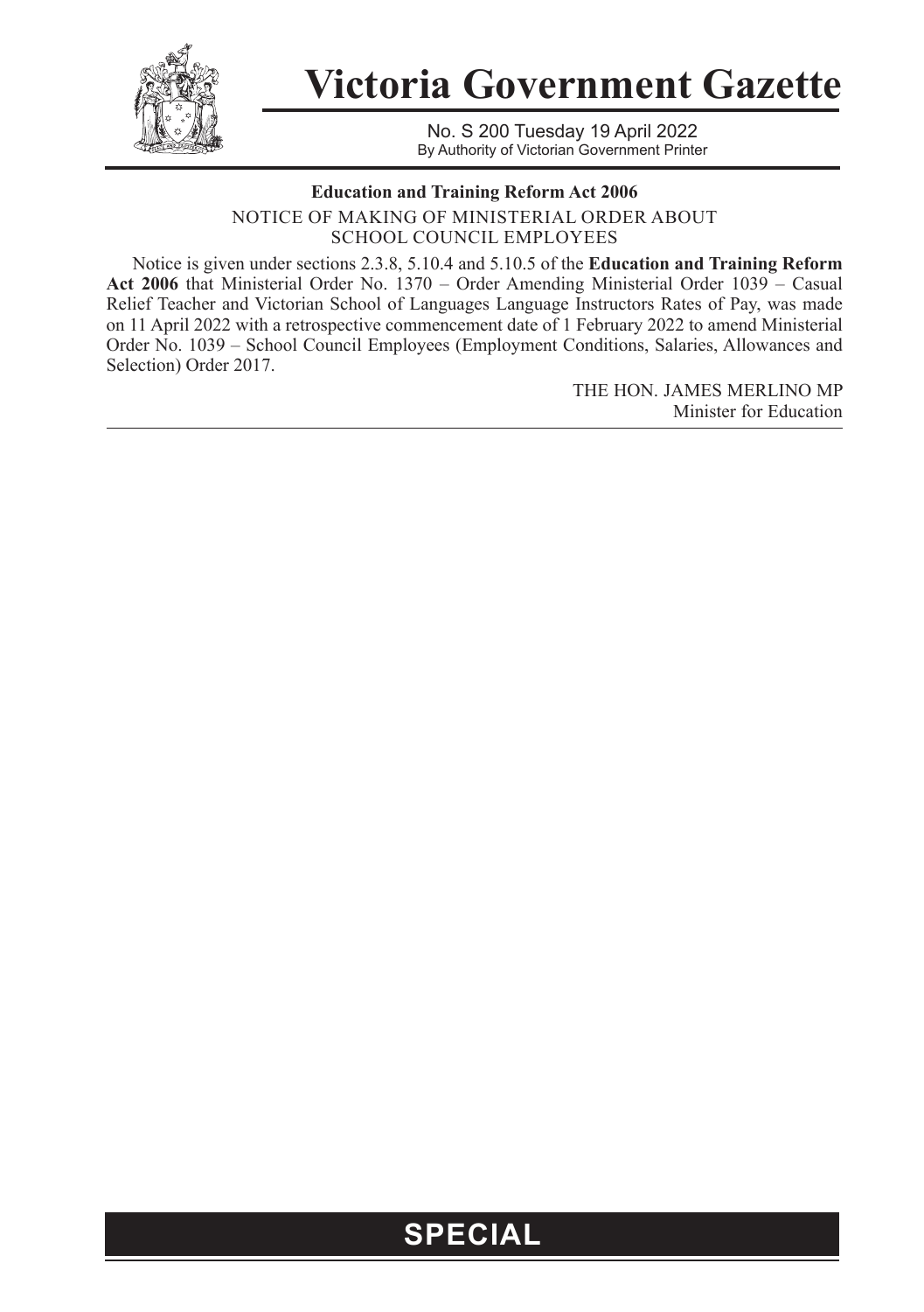# Victoria Government Gazette

No. S 200 Tuesday 19 April 2022
By Authority of Victorian Government Printer

**Education and Training Reform Act 2006**

NOTICE OF MAKING OF MINISTERIAL ORDER ABOUT SCHOOL COUNCIL EMPLOYEES

Notice is given under sections 2.3.8, 5.10.4 and 5.10.5 of the **Education and Training Reform Act 2006** that Ministerial Order No. 1370 – Order Amending Ministerial Order 1039 – Casual Relief Teacher and Victorian School of Languages Language Instructors Rates of Pay, was made on 11 April 2022 with a retrospective commencement date of 1 February 2022 to amend Ministerial Order No. 1039 – School Council Employees (Employment Conditions, Salaries, Allowances and Selection) Order 2017.

THE HON. JAMES MERLINO MP
Minister for Education

**SPECIAL**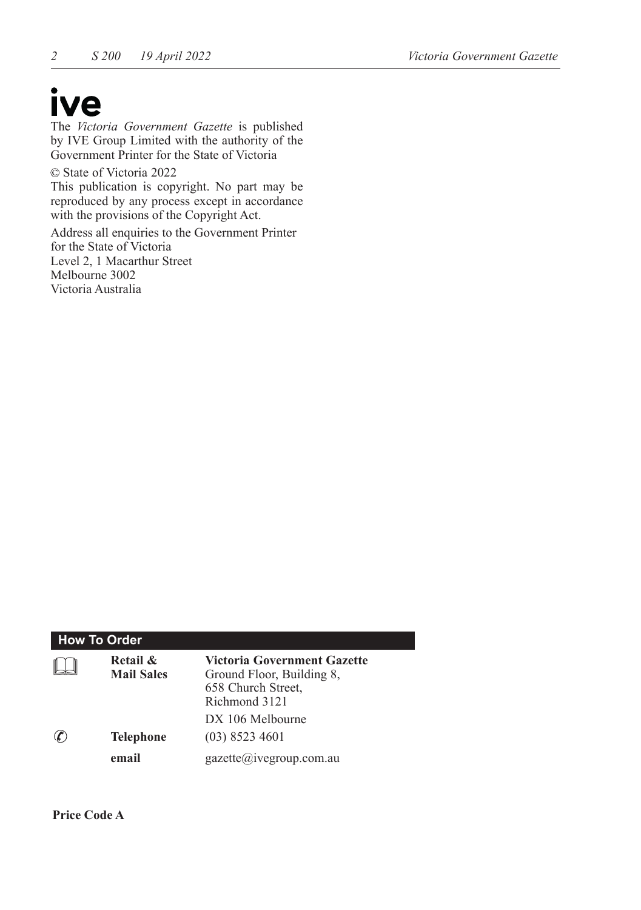ive

The *Victoria Government Gazette* is published by IVE Group Limited with the authority of the Government Printer for the State of Victoria

© State of Victoria 2022

This publication is copyright. No part may be reproduced by any process except in accordance with the provisions of the Copyright Act.

Address all enquiries to the Government Printer for the State of Victoria
Level 2, 1 Macarthur Street
Melbourne 3002
Victoria Australia

**How To Order**

| | | |
|---|---|---|
| **Retail & Mail Sales** | **Victoria Government Gazette**<br>Ground Floor, Building 8,<br>658 Church Street,<br>Richmond 3121<br>DX 106 Melbourne | |
| **Telephone** | (03) 8523 4601 | |
| **email** | gazette@ivegroup.com.au | |

**Price Code A**